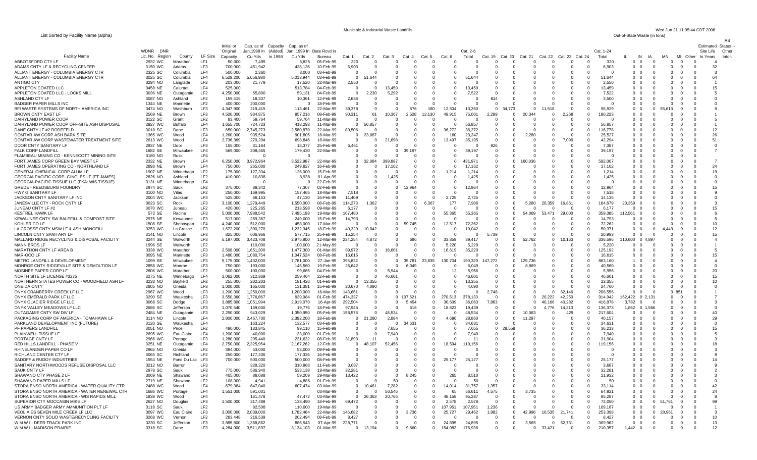# Municipal & Industrial Waste Landfills

List Sorted by Facility Name (alpha)

| Facility Name | WDNR Lic. No. | DNR Region | County | LF Size | Initial or Original Capacity | Cap. as of Jan.1998 In Cu Yds | Capacity (Added) in 1998 | Cap. as of Jan. 1999 In Cu Yds | Date Rcvd in Bureau | Cat. 1 | Cat. 2 | Cat. 3 | Cat. 4 | Cat. 5 | Cat. 6 | Cat. 2-6 Total | Cat. 19 | Cat. 20 | Cat. 21 | Cat. 22 | Cat. 23 | Cat. 24 | Cat. 1-24 Total | Out-of-State Waste (in tons) IL | IN | IA | MN | MI | Other | Estimated Site Life In Years | AS Status -- Other Infor. |
|---|---|---|---|---|---|---|---|---|---|---|---|---|---|---|---|---|---|---|---|---|---|---|---|---|---|---|---|---|---|---|---|
| ABBOTSFORD CTY LF | 2932 | WC | Marathon | LF1 | 50,000 | 7,495 | | 6,825 | 05-Feb-99 | 320 | 0 | 0 | 0 | 0 | 0 | 0 | 0 | 0 | 0 | 0 | 0 | 0 | 320 | 0 | 0 | 0 | 0 | 0 | 0 | 4 | |
| ADAMS CNTY LF & RECYCLING CENTER | 3150 | WC | Adams | LF3 | 700,000 | 451,942 | | 438,136 | 10-Feb-99 | 6,903 | 0 | 0 | 0 | 0 | 0 | 0 | 0 | 0 | 0 | 0 | 0 | 0 | 6,903 | 0 | 0 | 0 | 0 | 0 | 0 | 32 | |
| ALLIANT ENERGY - COLUMBIA ENERGY CTR | 2325 | SC | Columbia | LF4 | 500,000 | 2,360 | | 3,000 | 03-Feb-99 | 0 | 0 | 0 | 0 | 0 | 0 | 0 | 0 | 0 | 0 | 0 | 0 | 0 | 0 | 0 | 0 | 0 | 0 | 0 | 0 | 3 | |
| ALLIANT ENERGY - COLUMBIA ENERGY CTR | 3025 | SC | Columbia | LF4 | 6,529,200 | 5,056,980 | | 5,013,944 | 03-Feb-99 | 0 | 51,644 | 0 | 0 | 0 | 0 | 51,644 | 0 | 0 | 0 | 0 | 0 | 0 | 51,644 | 0 | 0 | 0 | 0 | 0 | 0 | 64 | |
| ANTIGO CTY | 3294 | NO | Langlade | LF2 | 203,000 | 21,779 | | 17,520 | 22-Mar-99 | 2,550 | 0 | 0 | 0 | 0 | 0 | 0 | 0 | 0 | 0 | 0 | 0 | 0 | 2,550 | 0 | 0 | 0 | 0 | 0 | 0 | 1 | |
| APPLETON COATED LLC | 3458 | NE | Calumet | LF2 | 525,000 | | | 513,784 | 04-Feb-99 | 0 | 0 | 13,459 | 0 | 0 | 0 | 13,459 | 0 | 0 | 0 | 0 | 0 | 0 | 13,459 | 0 | 0 | 0 | 0 | 0 | 0 | 15 | |
| APPLETON COATED LLC - LOCKS MILL | 3036 | NE | Outagamie | LF2 | 4,250,000 | 65,800 | | 59,131 | 04-Feb-99 | 0 | 2,230 | 5,292 | 0 | 0 | 0 | 7,522 | 0 | 0 | 0 | 0 | 0 | 0 | 7,522 | 0 | 0 | 0 | 0 | 0 | 0 | 5 | |
| ASHLAND CTY LF | 3087 | NO | Ashland | LF2 | 159,415 | 18,337 | | 10,361 | 12-Feb-99 | 2,686 | 0 | 0 | 0 | 0 | 0 | 0 | 814 | 0 | 0 | 0 | 0 | 0 | 3,500 | 0 | 0 | 0 | 0 | 0 | 0 | 5 | |
| BADGER PAPER MILLS INC | 1344 | NE | Marinette | LF2 | 400,000 | 200,000 | | 0 | 18-Feb-99 | 0 | 0 | 0 | 0 | 0 | 0 | 0 | 0 | 0 | 0 | 0 | 0 | 0 | 0 | 0 | 0 | 0 | 0 | 0 | 0 | 0 | |
| BFI WASTE SYSTEMS OF NORTH AMERICA INC | 3474 | NO | Washburn | LF3 | 4,347,900 | 219,415 | | 113,461 | 22-Mar-99 | 39,378 | 0 | 0 | 576 | 180 | 12,504 | 13,260 | 0 | 34,773 | 0 | 11,518 | 0 | 0 | 98,929 | 0 | 0 | 0 | 55,613 | 0 | 0 | 9 | |
| BROWN CNTY EAST LF | 2569 | NE | Brown | LF3 | 4,500,000 | 934,875 | | 957,216 | 08-Feb-99 | 90,311 | 61 | 10,367 | 2,528 | 12,130 | 49,915 | 75,001 | 2,299 | 0 | 20,344 | 0 | 2,268 | 0 | 190,223 | 0 | 0 | 0 | 0 | 0 | 0 | 1 | |
| DAIRYLAND POWER COOP | 3122 | SC | Grant | LF2 | 83,400 | 59,764 | | | 11-Mar-99 | 0 | 0 | 0 | 0 | 0 | 0 | 0 | 0 | 0 | 0 | 0 | 0 | 0 | 0 | 0 | 0 | 0 | 0 | 0 | 0 | 5 | |
| DAIRYLAND POWER COOP OFF-SITE ASH DISPOSAL | 2927 | WC | Buffalo | LF4 | 1,655,700 | 724,723 | | 418,293 | 11-Mar-99 | 0 | 56,857 | 0 | 0 | 0 | 0 | 56,857 | 0 | 0 | 0 | 0 | 0 | 0 | 56,857 | 0 | 0 | 0 | 0 | 0 | 0 | 1 | |
| DANE CNTY LF #2 RODEFELD | 3018 | SC | Dane | LF3 | 650,000 | 2,745,273 | | 2,580,870 | 22-Mar-99 | 80,506 | 0 | 0 | 0 | 0 | 36,272 | 36,272 | 0 | 0 | 0 | 0 | 0 | 0 | 116,778 | 0 | 0 | 0 | 0 | 0 | 0 | 12 | |
| DOMTAR AW CORP ASH BARK SITE | 1365 | WC | Wood | LF4 | 1,260,000 | 935,524 | | 901,805 | 18-Mar-99 | 0 | 23,087 | 0 | 0 | 0 | 160 | 23,247 | 0 | 0 | 2,280 | 0 | 0 | 0 | 25,527 | 0 | 0 | 0 | 0 | 0 | 0 | 26 | |
| DOMTAR AW CORP WASTEWATER TREATMENT SITE | 2613 | WC | Wood | LF4 | 2,736,369 | 270,204 | | 698,846 | 18-Mar-99 | 0 | 0 | 21,698 | 0 | 0 | 13,497 | 35,195 | 0 | 0 | 0 | 0 | 7,099 | 0 | 42,294 | 0 | 0 | 0 | 0 | 0 | 0 | 51 | |
| DOOR CNTY SANITARY LF | 2937 | NE | Door | LF3 | 155,000 | 31,184 | | 18,377 | 25-Feb-99 | 6,461 | 0 | 0 | 0 | 0 | 0 | 0 | 926 | 0 | 0 | 0 | 0 | 0 | 7,387 | 0 | 0 | 0 | 0 | 0 | 0 | 0 | |
| FALK CORP LANDFILL | 1882 | SE | Milwaukee | LF4 | 569,000 | 208,465 | | 179,430 | 22-Mar-99 | 0 | 0 | 0 | 39,197 | 0 | 0 | 39,197 | 0 | 0 | 0 | 0 | 0 | 0 | 39,197 | 0 | 0 | 0 | 0 | 0 | 0 | 7 | |
| FLAMBEAU MINING CO - KENNECOTT MINING SITE | 3180 | NO | Rusk | LF4 | | 0 | | | | 0 | 0 | 0 | 0 | 0 | 0 | 0 | 0 | 0 | 0 | 0 | 0 | 0 | 0 | 0 | 0 | 0 | 0 | 0 | 0 | | |
| FORT JAMES CORP GREEN BAY WEST LF | 2332 | NE | Brown | LF4 | 6,250,000 | 3,972,964 | | 3,522,987 | 22-Mar-99 | 0 | 32,084 | 399,887 | 0 | 0 | 0 | 431,971 | 0 | 0 | 160,036 | 0 | 0 | 0 | 592,007 | 0 | 0 | 0 | 0 | 0 | 0 | 7 | |
| FORT JAMES OPERATING CO - NORTHLAND LF | 2893 | NE | Brown | LF4 | 750,000 | 265,000 | | 249,827 | 16-Feb-99 | 0 | 0 | 17,162 | 0 | 0 | 0 | 17,162 | 0 | 0 | 0 | 0 | 0 | 0 | 17,162 | 0 | 0 | 0 | 0 | 0 | 0 | 24 | |
| GENERAL CHEMICAL CORP ALUM LF | 1907 | NE | Winnebago | LF2 | 175,000 | 127,334 | | 126,000 | 15-Feb-99 | 0 | 0 | 0 | 0 | 0 | 1,214 | 1,214 | 0 | 0 | 0 | 0 | 0 | 0 | 1,214 | 0 | 0 | 0 | 0 | 0 | 0 | 19 | |
| GEORGIA PACIFIC CORP- GINGLES LF (FT JAMES) | 2826 | NO | Ashland | LF2 | 410,000 | 10,838 | | 8,938 | 01-Apr-99 | 0 | 0 | 1,425 | 0 | 0 | 0 | 1,425 | 0 | 0 | 0 | 0 | 0 | 0 | 1,425 | 0 | 0 | 0 | 0 | 0 | 0 | 0 | |
| GEORGIA-PACIFIC TISSUE LLC (FKA: WIS TISSUE) | 3131 | NE | Winnebago | LF4 | | 0 | | 0 | 22-Feb-99 | 0 | 0 | 0 | 0 | 0 | 0 | 0 | 0 | 0 | 0 | 0 | 0 | 0 | 0 | 0 | 0 | 0 | 0 | 0 | 0 | 0 | |
| GREDE - REEDSBURG FOUNDRY | 2974 | SC | Sauk | LF2 | 375,000 | 89,342 | | 77,307 | 02-Feb-99 | 0 | 0 | 0 | 12,964 | 0 | 0 | 12,964 | 0 | 0 | 0 | 0 | 0 | 0 | 12,964 | 0 | 0 | 0 | 0 | 0 | 0 | 15 | |
| HWY G SANITARY LF | 3100 | NO | Vilas | LF2 | 250,000 | 169,995 | | 157,465 | 18-Mar-99 | 7,518 | 0 | 0 | 0 | 0 | 0 | 0 | 0 | 0 | 0 | 0 | 0 | 0 | 7,518 | 0 | 0 | 0 | 0 | 0 | 0 | 9 | |
| JACKSON CNTY SANITARY LF INC | 2004 | WC | Jackson | LF3 | 525,000 | 68,153 | | 47,130 | 16-Feb-99 | 11,409 | 0 | 0 | 0 | 0 | 2,725 | 2,725 | 0 | 0 | 0 | 0 | 0 | 0 | 14,135 | 0 | 0 | 0 | 0 | 0 | 0 | 0 | |
| JANESVILLE CTY - ROCK CNTY LF | 3023 | SC | Rock | LF3 | 3,100,000 | 1,279,449 | | 1,550,000 | 08-Feb-99 | 114,273 | 1,362 | 0 | 0 | 6,367 | 177 | 7,906 | 0 | 0 | 5,280 | 20,359 | 16,861 | 0 | 164,679 | 20,359 | 0 | 0 | 0 | 0 | 0 | 3 | |
| JUNEAU CNTY LF #2 | 3070 | WC | Juneau | LF2 | 420,000 | 225,265 | | 213,598 | 09-Mar-99 | 6,177 | 0 | 0 | 0 | 0 | 0 | 0 | 0 | 0 | 0 | 0 | 0 | 0 | 6,177 | 0 | 0 | 0 | 0 | 0 | 0 | 15 | |
| KESTREL HAWK LF | 572 | SE | Racine | LF3 | 5,000,000 | 7,988,542 | | 7,495,198 | 19-Mar-99 | 167,480 | 0 | 0 | 0 | 0 | 55,365 | 55,365 | 0 | 0 | 54,069 | 53,471 | 29,000 | 0 | 359,385 | 112,561 | 0 | 0 | 0 | 0 | 0 | 6 | |
| KEWAUNEE CNTY SW BALEFILL & COMPOST SITE | 2975 | NE | Kewaunee | LF3 | 517,000 | 259,367 | | 249,000 | 15-Feb-99 | 14,793 | 0 | 0 | 0 | 0 | 0 | 0 | 0 | 0 | 0 | 0 | 0 | 0 | 14,793 | 0 | 0 | 0 | 0 | 0 | 0 | 5 | |
| KOHLER CO LF | 1508 | SE | Sheboygan | LF4 | 4,240,000 | 512,000 | | 458,000 | 17-Mar-99 | 0 | 0 | 0 | 59,745 | 0 | 12,517 | 72,262 | 0 | 0 | 0 | 0 | 0 | 0 | 72,262 | 0 | 0 | 0 | 0 | 0 | 0 | 10 | |
| LA CROSSE CNTY MSW LF & ASH MONOFILL | 3253 | WC | La Crosse | LF3 | 1,672,200 | 1,300,270 | | 1,232,345 | 18-Feb-99 | 40,329 | 10,042 | 0 | 0 | 0 | 0 | 10,042 | 0 | 0 | 0 | 0 | 0 | 0 | 50,371 | 0 | 0 | 0 | 4,449 | 0 | 0 | 12 | |
| LINCOLN CNTY SANITARY LF | 3141 | NO | Lincoln | LF3 | 825,000 | 606,966 | | 577,715 | 25-Feb-99 | 15,254 | 0 | 0 | 0 | 0 | 0 | 0 | 5,739 | 0 | 0 | 0 | 0 | 0 | 20,993 | 0 | 0 | 0 | 0 | 0 | 0 | 15 | |
| MALLARD RIDGE RECYCLING & DISPOSAL FACILITY | 3244 | SE | Walworth | LF3 | 5,197,000 | 3,423,708 | | 2,975,800 | 12-Mar-99 | 234,254 | 4,872 | 0 | 686 | 0 | 33,859 | 39,417 | 0 | 0 | 52,762 | 0 | 10,163 | 0 | 336,596 | 110,600 | 0 | 4,897 | 0 | 0 | 0 | 4 | |
| MANN BROS LF | 1996 | SE | Walworth | LF2 | | 110,000 | | 100,000 | 21-May-99 | 0 | 0 | 0 | 0 | 0 | 5,220 | 5,220 | 0 | 0 | 0 | 0 | 0 | 0 | 5,220 | 0 | 0 | 0 | 0 | 0 | 0 | 1 | |
| MARATHON CNTY LF AREA B | 3338 | WC | Marathon | LF3 | 2,508,000 | 1,651,300 | | 1,477,300 | 01-Mar-99 | 89,972 | 0 | 18,601 | 0 | 0 | 16,619 | 35,220 | 0 | 0 | 0 | 0 | 0 | 0 | 125,192 | 0 | 0 | 0 | 0 | 0 | 0 | 5 | |
| MAR-OCO LF | 3095 | NE | Marinette | LF3 | 1,480,000 | 1,080,754 | | 1,047,524 | 08-Feb-99 | 16,615 | 0 | 0 | 0 | 0 | 0 | 0 | 0 | 0 | 0 | 0 | 0 | 0 | 16,615 | 0 | 0 | 0 | 0 | 0 | 0 | 15 | |
| METRO LANDFILL & DEVELOPMENT | 1099 | SE | Milwaukee | LF3 | 5,175,000 | 1,432,000 | | 7,781,000 | 27-Jan-99 | 395,832 | 0 | 0 | 35,781 | 23,835 | 130,704 | 190,320 | 147,272 | 0 | 129,736 | 0 | 0 | 0 | 863,160 | 1 | 0 | 0 | 0 | 0 | 0 | 4 | |
| MONROE CNTY RIDGEVILLE SITE & DEMOLTION LF | 2858 | WC | Monroe | LF3 | 750,000 | 193,000 | | 145,560 | 19-Feb-99 | 25,642 | 0 | 0 | 6,049 | 0 | 0 | 6,049 | 0 | 0 | 8,869 | 0 | 0 | 0 | 40,560 | 0 | 0 | 0 | 0 | 0 | 0 | 0 | |
| MOSINEE PAPER CORP LF | 2806 | WC | Marathon | LF2 | 500,000 | 100,000 | | 99,665 | 04-Feb-99 | 0 | 0 | 5,944 | 0 | 0 | 12 | 5,956 | 0 | 0 | 0 | 0 | 0 | 0 | 5,956 | 0 | 0 | 0 | 0 | 0 | 0 | 20 | |
| NORTH SITE LF LICENSE #3275 | 3275 | NE | Winnebago | LF4 | 3,062,000 | 312,869 | | 259,464 | 22-Feb-99 | 0 | 0 | 46,601 | 0 | 0 | 0 | 46,601 | 0 | 0 | 0 | 0 | 0 | 0 | 46,601 | 0 | 0 | 0 | 0 | 0 | 0 | 15 | |
| NORTHERN STATES POWER CO - WOODFIELD ASH LF | 3233 | NO | Bayfield | LF2 | 255,000 | 202,203 | | 181,426 | 01-Feb-99 | 0 | 13,355 | 0 | 0 | 0 | 0 | 13,355 | 0 | 0 | 0 | 0 | 0 | 0 | 13,355 | 0 | 0 | 0 | 0 | 0 | 0 | 10 | |
| ONEIDA CNTY | 2805 | NO | Oneida | LF3 | 1,000,000 | 165,000 | | 131,381 | 15-Feb-99 | 20,670 | 4,090 | 0 | 0 | 0 | 0 | 4,090 | 0 | 0 | 0 | 0 | 0 | 0 | 24,760 | 0 | 0 | 0 | 0 | 0 | 0 | 0 | |
| ONYX CRANBERRY CREEK LF LLC | 2967 | WC | Wood | LF3 | 1,200,000 | 1,250,000 | | 1,200,000 | 16-Mar-99 | 143,661 | 0 | 0 | 0 | 0 | 0 | 0 | 2,748 | 0 | 0 | 0 | 62,146 | 0 | 208,556 | 0 | 0 | 0 | 0 | 851 | 0 | 1 | |
| ONYX EMERALD PARK LF LLC | 3290 | SE | Waukesha | LF3 | 3,550,360 | 1,776,867 | | 939,084 | 01-Feb-99 | 474,337 | 0 | 0 | 107,621 | 0 | 270,513 | 378,133 | 0 | 0 | 0 | 20,222 | 42,250 | 0 | 914,942 | 162,422 | 0 | 2,131 | 0 | 0 | 0 | 7 | |
| ONYX GLACIER RIDGE LF LLC | 3068 | SC | Dodge | LF3 | 3,885,800 | 1,051,994 | | 2,919,070 | 16-Apr-99 | 292,504 | 0 | 0 | 5,454 | 0 | 30,609 | 36,063 | 7,863 | 0 | 0 | 40,166 | 40,262 | 0 | 416,878 | 3,782 | 0 | 0 | 0 | 0 | 0 | 3 | |
| ONYX VALLEY MEADOWS LF LLC | 2686 | SC | Jefferson | LF3 | 1,070,540 | 159,000 | | 19,776 | 18-Feb-99 | 97,945 | 0 | 0 | 616 | 0 | 18,823 | 19,439 | 0 | 0 | 0 | 4,776 | 14,213 | 0 | 136,373 | 1,862 | 0 | 1,566 | 0 | 0 | 0 | 0 | |
| OUTAGAMIE CNTY SW DIV LF | 2484 | NE | Outagamie | LF3 | 2,250,000 | 943,029 | | 1,350,950 | 05-Feb-99 | 158,578 | 0 | 48,534 | 0 | 0 | 0 | 48,534 | 0 | 0 | 10,063 | 0 | 429 | 0 | 217,604 | 0 | 0 | 0 | 0 | 0 | 0 | 40 | |
| PACKAGING CORP OF AMERICA - TOMAHAWK LF | 3114 | NO | Lincoln | LF4 | 2,800,000 | 2,467,700 | | 2,392,200 | 18-Feb-99 | 0 | 21,280 | 2,884 | 0 | 0 | 4,696 | 28,860 | 0 | 0 | 11,297 | 0 | 0 | 0 | 40,157 | 0 | 0 | 0 | 0 | 0 | 0 | 29 | |
| PARKLAND DEVELOPMENT INC (FUTURE) | 3120 | SE | Waukesha | LF4 | | 163,224 | | 132,577 | 03-Feb-99 | 0 | 0 | 0 | 34,631 | 0 | 0 | 34,631 | 0 | 0 | 0 | 0 | 0 | 0 | 34,631 | 0 | 0 | 0 | 0 | 0 | 0 | 0 | |
| PF PAPERS LANDFILL | 3051 | NO | Price | LF2 | 490,000 | 133,845 | | 99,110 | 15-Feb-99 | 0 | 0 | 7,655 | 0 | 0 | 0 | 7,655 | 0 | 28,558 | 0 | 0 | 0 | 0 | 36,213 | 0 | 0 | 0 | 0 | 0 | 0 | 15 | |
| PLAINWELL TISSUE LF | 2695 | WC | Eau Claire | LF4 | 1,200,000 | 40,000 | | 33,000 | 01-Feb-99 | 0 | 0 | 7,940 | 0 | 0 | 0 | 7,940 | 0 | 0 | 0 | 0 | 0 | 0 | 7,940 | 0 | 0 | 0 | 0 | 0 | 0 | 5 | |
| PORTAGE CTY LF | 2966 | WC | Portage | LF3 | 1,280,000 | 295,440 | | 231,632 | 08-Feb-99 | 31,893 | 11 | 0 | 0 | 0 | 0 | 11 | 0 | 0 | 0 | 0 | 0 | 0 | 31,904 | 0 | 0 | 0 | 0 | 0 | 0 | 3 | |
| RED HILLS LANDFILL - PHASE V | 3251 | NE | Outagamie | LF4 | 2,750,000 | 2,325,954 | | 2,167,262 | 12-Feb-99 | 0 | 48,107 | 52,456 | 0 | 0 | 18,594 | 119,156 | 0 | 0 | 0 | 0 | 0 | 0 | 119,156 | 0 | 0 | 0 | 0 | 0 | 0 | 18 | |
| RHINELANDER PAPER CO LF | 2965 | NO | Oneida | LF2 | 394,000 | 53,000 | | 53,000 | 09-Feb-99 | 0 | 0 | 0 | 0 | 0 | 0 | 0 | 0 | 0 | 0 | 0 | 0 | 0 | 0 | 0 | 0 | 0 | 0 | 0 | 0 | 3 | |
| RICHLAND CENTER CTY LF | 3065 | SC | Richland | LF2 | 250,000 | 177,336 | | 177,336 | 16-Feb-99 | 0 | 0 | 0 | 0 | 0 | 0 | 0 | 0 | 0 | 0 | 0 | 0 | 0 | 0 | 0 | 0 | 0 | 0 | 0 | 0 | 9 | |
| SADOFF & RUDOY INDUSTRIES | 1554 | NE | Fond Du Lac | LF3 | 700,000 | 500,000 | | 500,000 | 08-Feb-99 | 0 | 0 | 0 | 0 | 0 | 25,177 | 25,177 | 0 | 0 | 0 | 0 | 0 | 0 | 25,177 | 0 | 0 | 0 | 0 | 0 | 0 | 14 | |
| SANITARY NORTHWOODS REFUSE DISPOSAL LLC | 3212 | NO | Barron | LF3 | | 328,320 | | 310,968 | 11-Feb-99 | 3,687 | 0 | 0 | 0 | 0 | 0 | 0 | 0 | 0 | 0 | 0 | 0 | 0 | 3,687 | 0 | 0 | 0 | 0 | 0 | 0 | 9 | |
| SAUK CNTY LF | 2978 | SC | Sauk | LF3 | 775,000 | 586,940 | | 533,138 | 19-Mar-99 | 32,281 | 0 | 0 | 0 | 0 | 0 | 0 | 0 | 0 | 0 | 0 | 0 | 0 | 32,281 | 0 | 0 | 0 | 0 | 0 | 0 | 2 | |
| SHAWANO CTY PHASE 2 LF | 3069 | NE | Shawano | LF3 | 405,000 | 88,088 | | 59,209 | 29-Mar-99 | 13,422 | 0 | 0 | 8,245 | 0 | 265 | 8,510 | 0 | 0 | 0 | 0 | 0 | 0 | 21,932 | 0 | 0 | 0 | 0 | 0 | 0 | 3 | |
| SHAWANO PAPER MILLS LF | 2719 | NE | Shawano | LF2 | 108,000 | 4,941 | | 4,886 | 01-Feb-99 | 0 | 0 | 50 | 0 | 0 | 0 | 50 | 0 | 0 | 0 | 0 | 0 | 0 | 50 | 0 | 0 | 0 | 0 | 0 | 0 | 0 | |
| STORA ENSO NORTH AMERICA - WATER QUALITY CTR | 2488 | WC | Wood | LF4 | 679,384 | 647,040 | | 607,474 | 03-Mar-99 | 0 | 10,461 | 7,282 | 0 | 0 | 14,014 | 31,757 | 1,357 | 0 | 0 | 0 | 0 | 0 | 33,114 | 0 | 0 | 0 | 0 | 0 | 0 | 42 | |
| STORA ENSO NORTH AMERICA - WATER RENEWAL CTR | 1686 | WC | Portage | LF4 | 1,551,000 | 591,001 | | | 03-Mar-99 | 0 | 0 | 56,546 | 0 | 0 | 65 | 56,611 | 4,575 | 0 | 3,735 | 0 | 0 | 0 | 64,921 | 0 | 0 | 0 | 0 | 0 | 0 | 24 | |
| STORA ENSO NORTH AMERICA - WIS RAPIDS MILL | 1838 | WC | Wood | LF4 | | 161,478 | | 47,472 | 03-Mar-99 | 0 | 26,363 | 20,766 | 0 | 0 | 48,158 | 95,287 | 0 | 0 | 0 | 0 | 0 | 0 | 95,287 | 0 | 0 | 0 | 0 | 0 | 0 | 8 | |
| SUPERIOR CTY MOCCASIN MIKE LF | 2627 | NO | Douglas | LF3 | 1,500,000 | 217,488 | | 138,490 | 18-Feb-99 | 69,472 | 0 | 0 | 0 | 0 | 2,578 | 2,578 | 0 | 0 | 0 | 0 | 0 | 0 | 72,050 | 0 | 0 | 0 | 51,761 | 0 | 0 | 99 | |
| US ARMY BADGER ARMY AMMUNITION PLT LF | 3118 | SC | Sauk | LF2 | | 82,508 | | 110,000 | 19-Mar-99 | 0 | 0 | 0 | 0 | 0 | 107,951 | 107,951 | 1,236 | 0 | 0 | 0 | 0 | 0 | 109,187 | 0 | 0 | 0 | 0 | 0 | 0 | 1 | |
| VEOLIA ES SEVEN MILE CREEK LF LLC | 3097 | WC | Eau Claire | LF3 | 3,000,000 | 2,039,000 | | 1,782,464 | 22-Mar-99 | 146,682 | 0 | 0 | 3,736 | 0 | 25,727 | 29,462 | 1,982 | 0 | 42,996 | 10,535 | 21,741 | 0 | 253,398 | 0 | 0 | 0 | 28,961 | 0 | 0 | 3 | |
| VERNON CNTY SOLID WASTE/RECYCLING FACILITY | 3268 | WC | Vernon | LF2 | 283,448 | 216,539 | | 202,494 | 08-Feb-99 | 8,427 | 0 | 0 | 0 | 0 | 0 | 0 | 0 | 0 | 0 | 0 | 0 | 0 | 8,427 | 0 | 0 | 0 | 0 | 0 | 0 | 10 | |
| W M W I - DEER TRACK PARK INC | 3230 | SC | Jefferson | LF3 | 3,885,800 | 1,368,862 | | 886,943 | 07-Apr-99 | 228,771 | 0 | 0 | 0 | 0 | 24,895 | 24,895 | 0 | 0 | 3,565 | 0 | 52,731 | 0 | 309,962 | 0 | 0 | 0 | 0 | 0 | 0 | 13 | |
| W M W I - MADISON PRAIRIE | 3318 | SC | Dane | LF3 | 4,284,000 | 3,511,897 | | 3,134,103 | 01-Mar-99 | 0 | 13,194 | 0 | 9,660 | 0 | 154,082 | 176,936 | 0 | 0 | 0 | 33,421 | 0 | 0 | 210,357 | 1,442 | 0 | 0 | 0 | 0 | 0 | 12 | |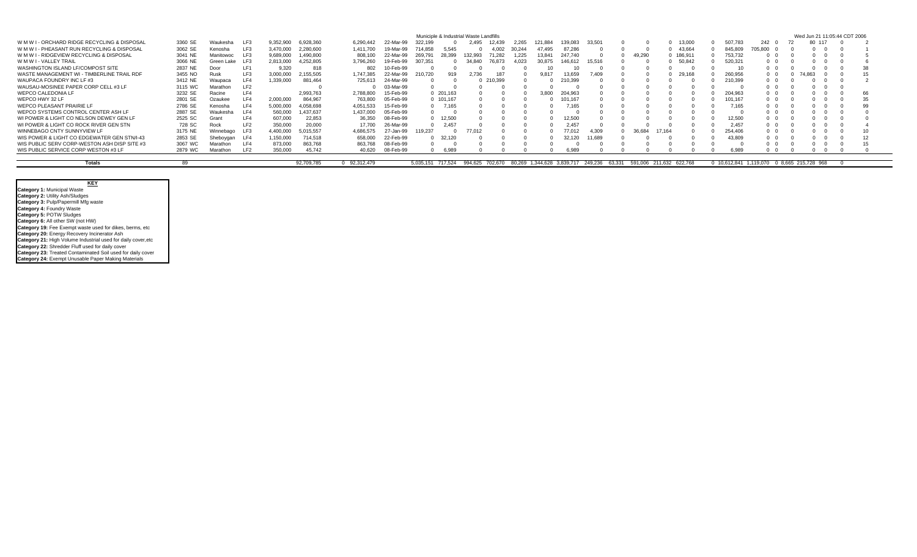## Municipile & Industrial Waste Landfills

| | | | | | | | | | | | | | | | | | | | | | | | | | | | | | | |
|---|---|---|---|---|---|---|---|---|---|---|---|---|---|---|---|---|---|---|---|---|---|---|---|---|---|---|---|---|---|---|
| W M W I - ORCHARD RIDGE RECYCLING & DISPOSAL | 3360 | SE | Waukesha | LF3 | 9,352,900 | 6,928,360 | | 6,290,442 | 22-Mar-99 | 322,199 | 0 | 2,495 | 12,439 | 2,265 | 121,884 | 139,083 | 33,501 | 0 | 0 | 0 | 13,000 | 0 | 507,783 | 242 | 0 | 72 | 80 | 117 | 0 | 2 |
| W M W I - PHEASANT RUN RECYCLING & DISPOSAL | 3062 | SE | Kenosha | LF3 | 3,470,000 | 2,280,600 | | 1,411,700 | 19-Mar-99 | 714,858 | 5,545 | 0 | 4,002 | 30,244 | 47,495 | 87,286 | 0 | 0 | 0 | 0 | 43,664 | 0 | 845,809 | 705,800 | 0 | 0 | 0 | 0 | 0 | 1 |
| W M W I - RIDGEVIEW RECYCLING & DISPOSAL | 3041 | NE | Manitowoc | LF3 | 9,689,000 | 1,490,800 | | 808,100 | 22-Mar-99 | 269,791 | 28,399 | 132,993 | 71,282 | 1,225 | 13,841 | 247,740 | 0 | 0 | 49,290 | 0 | 186,911 | 0 | 753,732 | 0 | 0 | 0 | 0 | 0 | 0 | 5 |
| W M W I - VALLEY TRAIL | 3066 | NE | Green Lake | LF3 | 2,813,000 | 4,252,805 | | 3,796,260 | 19-Feb-99 | 307,351 | 0 | 34,840 | 76,873 | 4,023 | 30,875 | 146,612 | 15,516 | 0 | 0 | 0 | 50,842 | 0 | 520,321 | 0 | 0 | 0 | 0 | 0 | 0 | 6 |
| WASHINGTON ISLAND LF/COMPOST SITE | 2837 | NE | Door | LF1 | 9,320 | 818 | | 802 | 10-Feb-99 | 0 | 0 | 0 | 0 | 0 | 10 | 10 | 0 | 0 | 0 | 0 | 0 | 0 | 10 | 0 | 0 | 0 | 0 | 0 | 0 | 38 |
| WASTE MANAGEMENT WI - TIMBERLINE TRAIL RDF | 3455 | NO | Rusk | LF3 | 3,000,000 | 2,155,505 | | 1,747,385 | 22-Mar-99 | 210,720 | 919 | 2,736 | 187 | 0 | 9,817 | 13,659 | 7,409 | 0 | 0 | 0 | 29,168 | 0 | 260,956 | 0 | 0 | 0 | 74,863 | 0 | 0 | 15 |
| WAUPACA FOUNDRY INC LF #3 | 3412 | NE | Waupaca | LF4 | 1,339,000 | 881,464 | | 725,613 | 24-Mar-99 | 0 | 0 | 0 | 210,399 | 0 | 0 | 210,399 | 0 | 0 | 0 | 0 | 0 | 0 | 210,399 | 0 | 0 | 0 | 0 | 0 | 0 | 2 |
| WAUSAU-MOSINEE PAPER CORP CELL #3 LF | 3115 | WC | Marathon | LF2 | | 0 | | 0 | 03-Mar-99 | 0 | 0 | 0 | 0 | 0 | 0 | 0 | 0 | 0 | 0 | 0 | 0 | 0 | 0 | 0 | 0 | 0 | 0 | 0 | 0 | |
| WEPCO CALEDONIA LF | 3232 | SE | Racine | LF4 | | 2,993,763 | | 2,788,800 | 15-Feb-99 | 0 | 201,163 | 0 | 0 | 0 | 3,800 | 204,963 | 0 | 0 | 0 | 0 | 0 | 0 | 204,963 | 0 | 0 | 0 | 0 | 0 | 0 | 66 |
| WEPCO HWY 32 LF | 2801 | SE | Ozaukee | LF4 | 2,000,000 | 864,967 | | 763,800 | 05-Feb-99 | 0 | 101,167 | 0 | 0 | 0 | 0 | 101,167 | 0 | 0 | 0 | 0 | 0 | 0 | 101,167 | 0 | 0 | 0 | 0 | 0 | 0 | 35 |
| WEPCO PLEASANT PRAIRIE LF | 2786 | SE | Kenosha | LF4 | 5,000,000 | 4,058,698 | | 4,051,533 | 15-Feb-99 | 0 | 7,165 | 0 | 0 | 0 | 0 | 7,165 | 0 | 0 | 0 | 0 | 0 | 0 | 7,165 | 0 | 0 | 0 | 0 | 0 | 0 | 99 |
| WEPCO SYSTEMS CONTROL CENTER ASH LF | 2887 | SE | Waukesha | LF4 | 560,000 | 1,437,637 | | 1,437,000 | 05-Feb-99 | 0 | 0 | 0 | 0 | 0 | 0 | 0 | 0 | 0 | 0 | 0 | 0 | 0 | 0 | 0 | 0 | 0 | 0 | 0 | 0 | 0 |
| WI POWER & LIGHT CO NELSON DEWEY GEN LF | 2525 | SC | Grant | LF4 | 607,000 | 22,853 | | 36,350 | 08-Feb-99 | 0 | 12,500 | 0 | 0 | 0 | 0 | 12,500 | 0 | 0 | 0 | 0 | 0 | 0 | 12,500 | 0 | 0 | 0 | 0 | 0 | 0 | 0 |
| WI POWER & LIGHT CO ROCK RIVER GEN STN | 728 | SC | Rock | LF2 | 350,000 | 20,000 | | 17,700 | 26-Mar-99 | 0 | 2,457 | 0 | 0 | 0 | 0 | 2,457 | 0 | 0 | 0 | 0 | 0 | 0 | 2,457 | 0 | 0 | 0 | 0 | 0 | 0 | 4 |
| WINNEBAGO CNTY SUNNYVIEW LF | 3175 | NE | Winnebago | LF3 | 4,400,000 | 5,015,557 | | 4,686,575 | 27-Jan-99 | 119,237 | 0 | 77,012 | 0 | 0 | 0 | 77,012 | 4,309 | 0 | 36,684 | 17,164 | 0 | 0 | 254,406 | 0 | 0 | 0 | 0 | 0 | 0 | 10 |
| WIS POWER & LIGHT CO EDGEWATER GEN STN/I-43 | 2853 | SE | Sheboygan | LF4 | 1,150,000 | 714,518 | | 658,000 | 22-Feb-99 | 0 | 32,120 | 0 | 0 | 0 | 0 | 32,120 | 11,689 | 0 | 0 | 0 | 0 | 0 | 43,809 | 0 | 0 | 0 | 0 | 0 | 0 | 12 |
| WIS PUBLIC SERV CORP-WESTON ASH DISP SITE #3 | 3067 | WC | Marathon | LF4 | 873,000 | 863,768 | | 863,768 | 08-Feb-99 | 0 | 0 | 0 | 0 | 0 | 0 | 0 | 0 | 0 | 0 | 0 | 0 | 0 | 0 | 0 | 0 | 0 | 0 | 0 | 0 | 15 |
| WIS PUBLIC SERVICE CORP WESTON #3 LF | 2879 | WC | Marathon | LF2 | 350,000 | 45,742 | | 40,620 | 08-Feb-99 | 0 | 6,989 | 0 | 0 | 0 | 0 | 6,989 | 0 | 0 | 0 | 0 | 0 | 0 | 6,989 | 0 | 0 | 0 | 0 | 0 | 0 | 0 |
| **Totals** | 89 | | | | | 92,709,785 | 0 | 92,312,479 | | 5,035,151 | 717,524 | 994,625 | 702,670 | 80,269 | 1,344,628 | 3,839,717 | 249,236 | 63,331 | 591,006 | 211,632 | 622,768 | 0 | 10,612,841 | 1,119,070 | 0 | 8,665 | 215,728 | 968 | 0 | |

**KEY**

**Category 1:** Municipal Waste
**Category 2:** Utility Ash/Sludges
**Category 3:** Pulp/Papermill Mfg waste
**Category 4:** Foundry Waste
**Category 5:** POTW Sludges
**Category 6:** All other SW (not HW)
**Category 19:** Fee Exempt waste used for dikes, berms, etc
**Category 20:** Energy Recovery Incinerator Ash
**Category 21:** High Volume Industrial used for daily cover,etc
**Category 22:** Shredder Fluff used for daily cover
**Category 23:** Treated Contaminated Soil used for daily cover
**Category 24:** Exempt Unusable Paper Making Materials